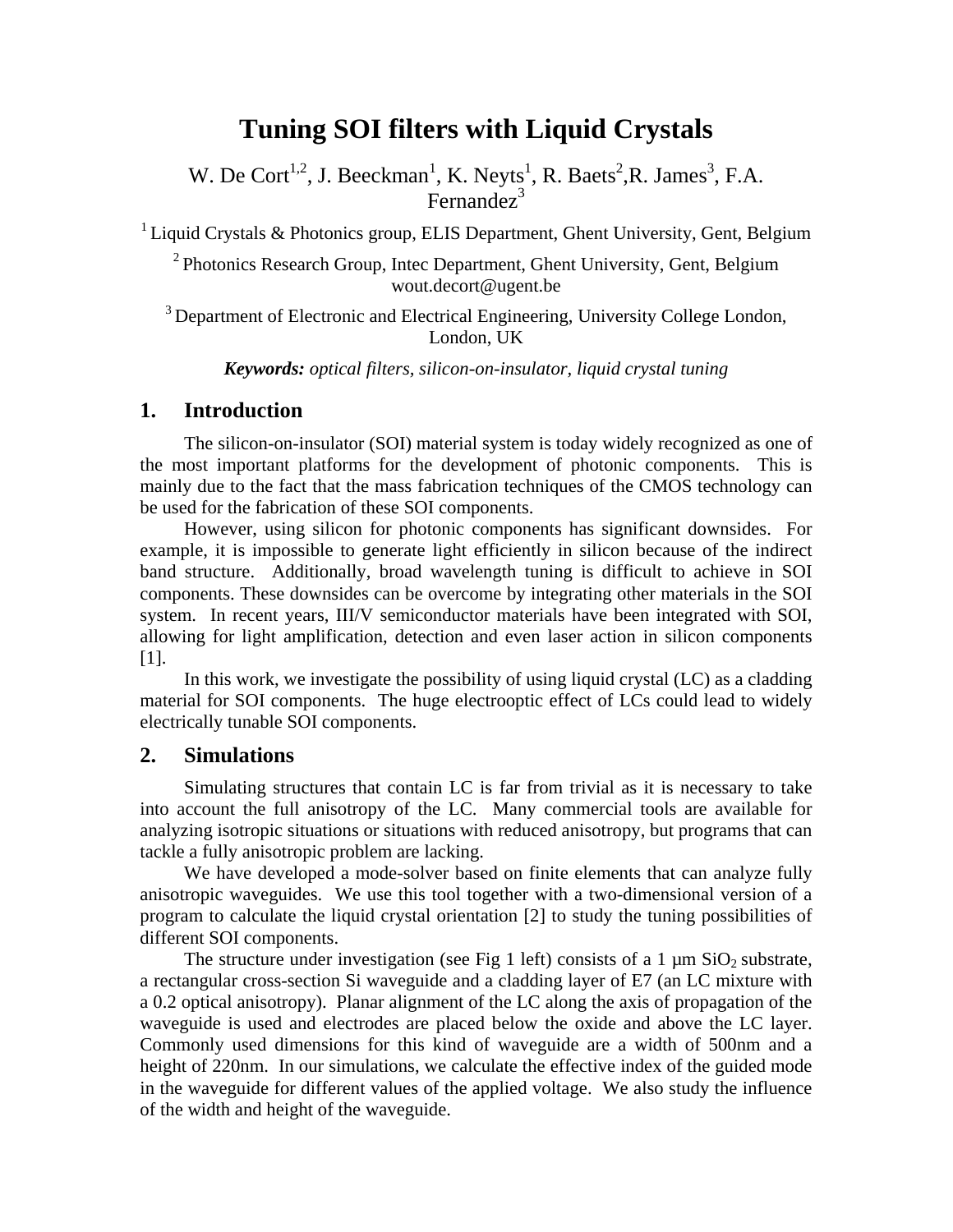# Tuning SOI filters with Liquid Crystals

W. De Cort[1,2], J. Beeckman[1], K. Neyts[1], R. Baets[2], R. James[3], F.A. Fernandez[3]

[1] Liquid Crystals & Photonics group, ELIS Department, Ghent University, Gent, Belgium

[2] Photonics Research Group, Intec Department, Ghent University, Gent, Belgium
wout.decort@ugent.be

[3] Department of Electronic and Electrical Engineering, University College London, London, UK

***Keywords:*** *optical filters, silicon-on-insulator, liquid crystal tuning*

## 1. Introduction

The silicon-on-insulator (SOI) material system is today widely recognized as one of the most important platforms for the development of photonic components. This is mainly due to the fact that the mass fabrication techniques of the CMOS technology can be used for the fabrication of these SOI components.

However, using silicon for photonic components has significant downsides. For example, it is impossible to generate light efficiently in silicon because of the indirect band structure. Additionally, broad wavelength tuning is difficult to achieve in SOI components. These downsides can be overcome by integrating other materials in the SOI system. In recent years, III/V semiconductor materials have been integrated with SOI, allowing for light amplification, detection and even laser action in silicon components [1].

In this work, we investigate the possibility of using liquid crystal (LC) as a cladding material for SOI components. The huge electrooptic effect of LCs could lead to widely electrically tunable SOI components.

## 2. Simulations

Simulating structures that contain LC is far from trivial as it is necessary to take into account the full anisotropy of the LC. Many commercial tools are available for analyzing isotropic situations or situations with reduced anisotropy, but programs that can tackle a fully anisotropic problem are lacking.

We have developed a mode-solver based on finite elements that can analyze fully anisotropic waveguides. We use this tool together with a two-dimensional version of a program to calculate the liquid crystal orientation [2] to study the tuning possibilities of different SOI components.

The structure under investigation (see Fig 1 left) consists of a 1 µm $SiO_2$ substrate, a rectangular cross-section Si waveguide and a cladding layer of E7 (an LC mixture with a 0.2 optical anisotropy). Planar alignment of the LC along the axis of propagation of the waveguide is used and electrodes are placed below the oxide and above the LC layer. Commonly used dimensions for this kind of waveguide are a width of 500nm and a height of 220nm. In our simulations, we calculate the effective index of the guided mode in the waveguide for different values of the applied voltage. We also study the influence of the width and height of the waveguide.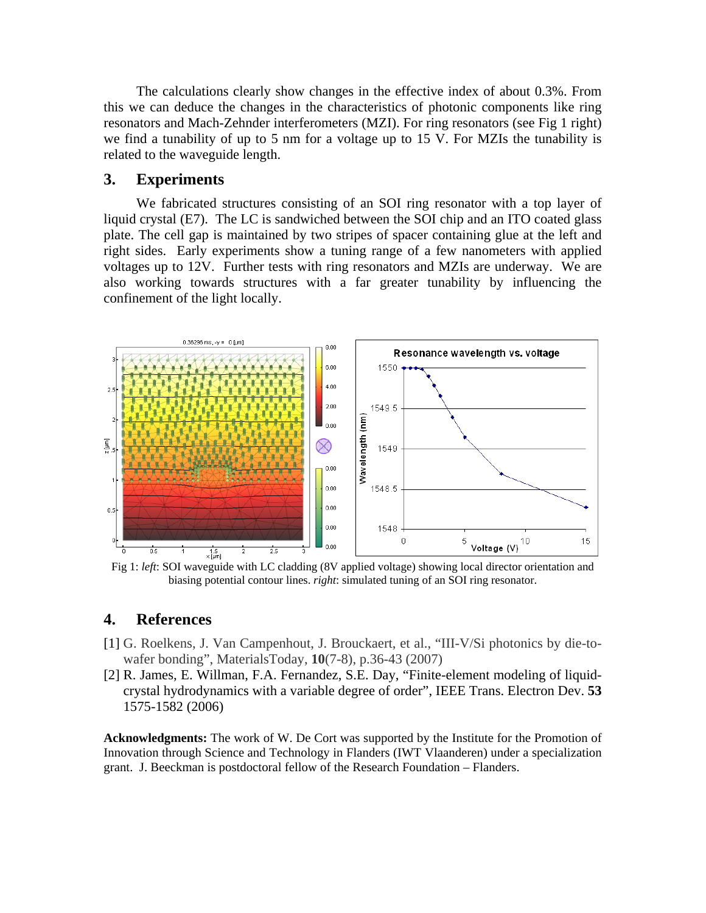The calculations clearly show changes in the effective index of about 0.3%. From this we can deduce the changes in the characteristics of photonic components like ring resonators and Mach-Zehnder interferometers (MZI). For ring resonators (see Fig 1 right) we find a tunability of up to 5 nm for a voltage up to 15 V. For MZIs the tunability is related to the waveguide length.

## 3. Experiments

We fabricated structures consisting of an SOI ring resonator with a top layer of liquid crystal (E7). The LC is sandwiched between the SOI chip and an ITO coated glass plate. The cell gap is maintained by two stripes of spacer containing glue at the left and right sides. Early experiments show a tuning range of a few nanometers with applied voltages up to 12V. Further tests with ring resonators and MZIs are underway. We are also working towards structures with a far greater tunability by influencing the confinement of the light locally.

0.36296 ms, -y = 0 [µm]

z [µm]

x [µm]

Resonance wavelength vs. voltage

Wavelength (nm)

Voltage (V)

Fig 1: *left*: SOI waveguide with LC cladding (8V applied voltage) showing local director orientation and biasing potential contour lines. *right*: simulated tuning of an SOI ring resonator.

## 4. References

[1] G. Roelkens, J. Van Campenhout, J. Brouckaert, et al., "III-V/Si photonics by die-to-wafer bonding", MaterialsToday, **10**(7-8), p.36-43 (2007)

[2] R. James, E. Willman, F.A. Fernandez, S.E. Day, "Finite-element modeling of liquid-crystal hydrodynamics with a variable degree of order", IEEE Trans. Electron Dev. **53** 1575-1582 (2006)

**Acknowledgments:** The work of W. De Cort was supported by the Institute for the Promotion of Innovation through Science and Technology in Flanders (IWT Vlaanderen) under a specialization grant. J. Beeckman is postdoctoral fellow of the Research Foundation – Flanders.